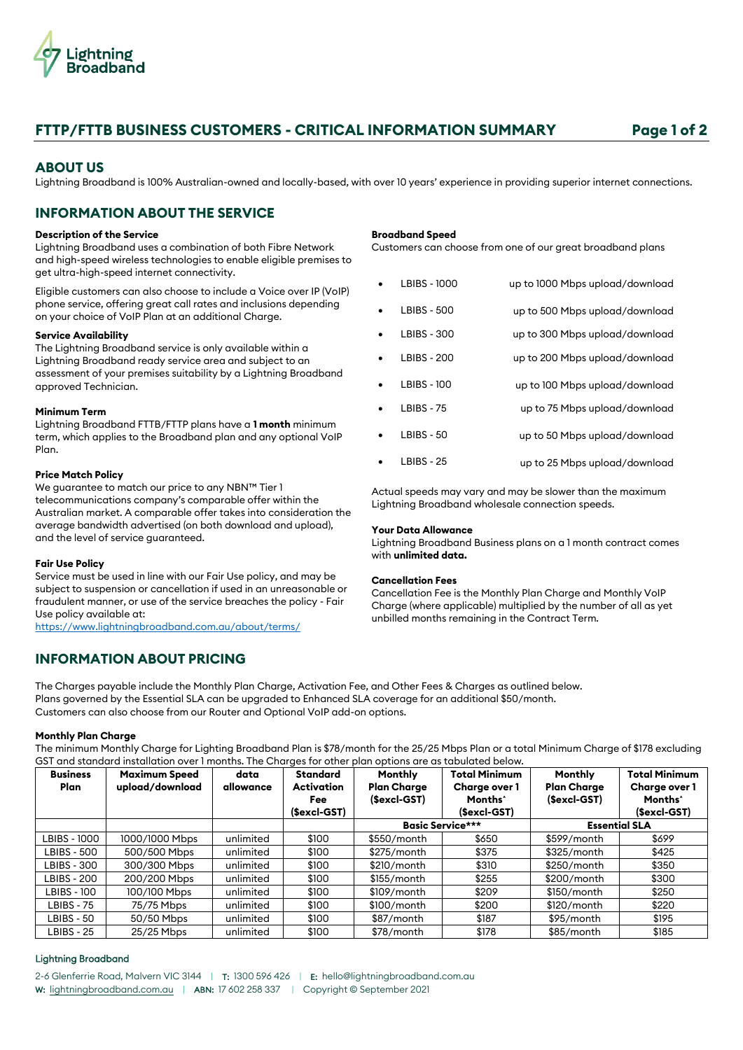# FTTP/FTTB BUSINESS CUSTOMERS - CRITICAL INFORMATION SUMMARY

## ABOUT US

Lightning Broadband is 100% Australian-owned and locally-based, with over 10 years' experience in providing superior internet connections.

## INFORMATION ABOUT THE SERVICE

**Description of the Service**
Lightning Broadband uses a combination of both Fibre Network and high-speed wireless technologies to enable eligible premises to get ultra-high-speed internet connectivity.

Eligible customers can also choose to include a Voice over IP (VoIP) phone service, offering great call rates and inclusions depending on your choice of VoIP Plan at an additional Charge.

**Service Availability**
The Lightning Broadband service is only available within a Lightning Broadband ready service area and subject to an assessment of your premises suitability by a Lightning Broadband approved Technician.

**Minimum Term**
Lightning Broadband FTTB/FTTP plans have a **1 month** minimum term, which applies to the Broadband plan and any optional VoIP Plan.

**Price Match Policy**
We guarantee to match our price to any NBN™ Tier 1 telecommunications company's comparable offer within the Australian market. A comparable offer takes into consideration the average bandwidth advertised (on both download and upload), and the level of service guaranteed.

**Fair Use Policy**
Service must be used in line with our Fair Use policy, and may be subject to suspension or cancellation if used in an unreasonable or fraudulent manner, or use of the service breaches the policy - Fair Use policy available at:
https://www.lightningbroadband.com.au/about/terms/

**Broadband Speed**
Customers can choose from one of our great broadband plans

- LBIBS - 1000 up to 1000 Mbps upload/download
- LBIBS - 500 up to 500 Mbps upload/download
- LBIBS - 300 up to 300 Mbps upload/download
- LBIBS - 200 up to 200 Mbps upload/download
- LBIBS - 100 up to 100 Mbps upload/download
- LBIBS - 75 up to 75 Mbps upload/download
- LBIBS - 50 up to 50 Mbps upload/download
- LBIBS - 25 up to 25 Mbps upload/download

Actual speeds may vary and may be slower than the maximum Lightning Broadband wholesale connection speeds.

**Your Data Allowance**
Lightning Broadband Business plans on a 1 month contract comes with **unlimited data.**

**Cancellation Fees**
Cancellation Fee is the Monthly Plan Charge and Monthly VoIP Charge (where applicable) multiplied by the number of all as yet unbilled months remaining in the Contract Term.

## INFORMATION ABOUT PRICING

The Charges payable include the Monthly Plan Charge, Activation Fee, and Other Fees & Charges as outlined below.
Plans governed by the Essential SLA can be upgraded to Enhanced SLA coverage for an additional $50/month.
Customers can also choose from our Router and Optional VoIP add-on options.

**Monthly Plan Charge**
The minimum Monthly Charge for Lighting Broadband Plan is $78/month for the 25/25 Mbps Plan or a total Minimum Charge of $178 excluding GST and standard installation over 1 months. The Charges for other plan options are as tabulated below.

| Business Plan | Maximum Speed upload/download | data allowance | Standard Activation Fee ($excl-GST) | Monthly Plan Charge ($excl-GST) | Total Minimum Charge over 1 Months^ ($excl-GST) | Monthly Plan Charge ($excl-GST) | Total Minimum Charge over 1 Months^ ($excl-GST) |
|---|---|---|---|---|---|---|---|
| | | | | Basic Service*** | | Essential SLA | |
| LBIBS - 1000 | 1000/1000 Mbps | unlimited | $100 | $550/month | $650 | $599/month | $699 |
| LBIBS - 500 | 500/500 Mbps | unlimited | $100 | $275/month | $375 | $325/month | $425 |
| LBIBS - 300 | 300/300 Mbps | unlimited | $100 | $210/month | $310 | $250/month | $350 |
| LBIBS - 200 | 200/200 Mbps | unlimited | $100 | $155/month | $255 | $200/month | $300 |
| LBIBS - 100 | 100/100 Mbps | unlimited | $100 | $109/month | $209 | $150/month | $250 |
| LBIBS - 75 | 75/75 Mbps | unlimited | $100 | $100/month | $200 | $120/month | $220 |
| LBIBS - 50 | 50/50 Mbps | unlimited | $100 | $87/month | $187 | $95/month | $195 |
| LBIBS - 25 | 25/25 Mbps | unlimited | $100 | $78/month | $178 | $85/month | $185 |

Lightning Broadband

2-6 Glenferrie Road, Malvern VIC 3144 | T: 1300 596 426 | E: hello@lightningbroadband.com.au
W: lightningbroadband.com.au | ABN: 17 602 258 337 | Copyright © September 2021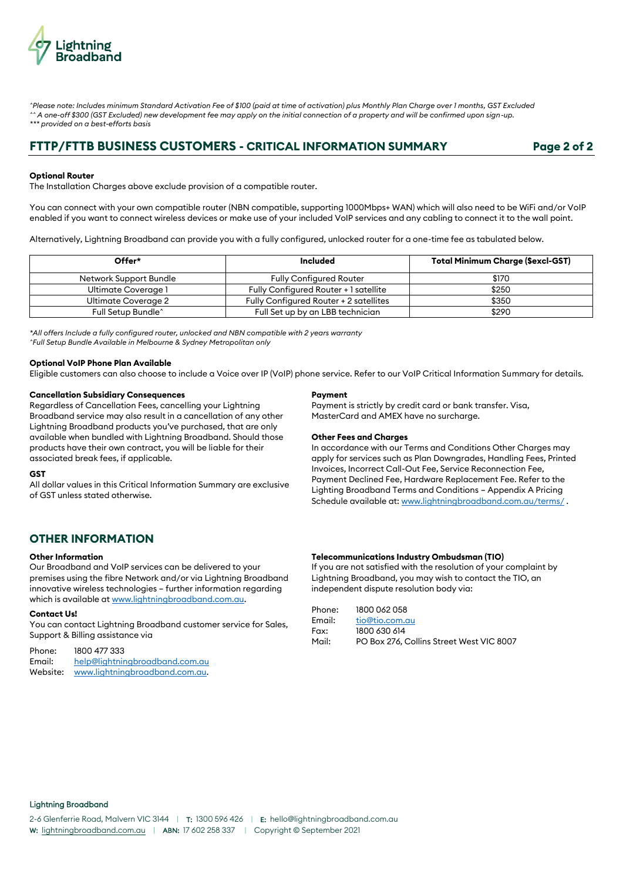*^Please note: Includes minimum Standard Activation Fee of $100 (paid at time of activation) plus Monthly Plan Charge over 1 months, GST Excluded*
*^^ A one-off $300 (GST Excluded) new development fee may apply on the initial connection of a property and will be confirmed upon sign-up.*
**** provided on a best-efforts basis*

## FTTP/FTTB BUSINESS CUSTOMERS - CRITICAL INFORMATION SUMMARY

**Optional Router**
The Installation Charges above exclude provision of a compatible router.

You can connect with your own compatible router (NBN compatible, supporting 1000Mbps+ WAN) which will also need to be WiFi and/or VoIP enabled if you want to connect wireless devices or make use of your included VoIP services and any cabling to connect it to the wall point.

Alternatively, Lightning Broadband can provide you with a fully configured, unlocked router for a one-time fee as tabulated below.

| Offer* | Included | Total Minimum Charge ($excl-GST) |
|---|---|---|
| Network Support Bundle | Fully Configured Router | $170 |
| Ultimate Coverage 1 | Fully Configured Router + 1 satellite | $250 |
| Ultimate Coverage 2 | Fully Configured Router + 2 satellites | $350 |
| Full Setup Bundle^ | Full Set up by an LBB technician | $290 |

*\*All offers Include a fully configured router, unlocked and NBN compatible with 2 years warranty*
*^Full Setup Bundle Available in Melbourne & Sydney Metropolitan only*

**Optional VoIP Phone Plan Available**
Eligible customers can also choose to include a Voice over IP (VoIP) phone service. Refer to our VoIP Critical Information Summary for details.

**Cancellation Subsidiary Consequences**
Regardless of Cancellation Fees, cancelling your Lightning Broadband service may also result in a cancellation of any other Lightning Broadband products you've purchased, that are only available when bundled with Lightning Broadband. Should those products have their own contract, you will be liable for their associated break fees, if applicable.

**GST**
All dollar values in this Critical Information Summary are exclusive of GST unless stated otherwise.

**Payment**
Payment is strictly by credit card or bank transfer. Visa, MasterCard and AMEX have no surcharge.

**Other Fees and Charges**
In accordance with our Terms and Conditions Other Charges may apply for services such as Plan Downgrades, Handling Fees, Printed Invoices, Incorrect Call-Out Fee, Service Reconnection Fee, Payment Declined Fee, Hardware Replacement Fee. Refer to the Lighting Broadband Terms and Conditions – Appendix A Pricing Schedule available at: www.lightningbroadband.com.au/terms/ .

## OTHER INFORMATION

**Other Information**
Our Broadband and VoIP services can be delivered to your premises using the fibre Network and/or via Lightning Broadband innovative wireless technologies – further information regarding which is available at www.lightningbroadband.com.au.

**Contact Us!**
You can contact Lightning Broadband customer service for Sales, Support & Billing assistance via

Phone: 1800 477 333
Email: help@lightningbroadband.com.au
Website: www.lightningbroadband.com.au.

**Telecommunications Industry Ombudsman (TIO)**
If you are not satisfied with the resolution of your complaint by Lightning Broadband, you may wish to contact the TIO, an independent dispute resolution body via:

Phone: 1800 062 058
Email: tio@tio.com.au
Fax: 1800 630 614
Mail: PO Box 276, Collins Street West VIC 8007

Lightning Broadband
2-6 Glenferrie Road, Malvern VIC 3144 | T: 1300 596 426 | E: hello@lightningbroadband.com.au
W: lightningbroadband.com.au | ABN: 17 602 258 337 | Copyright © September 2021